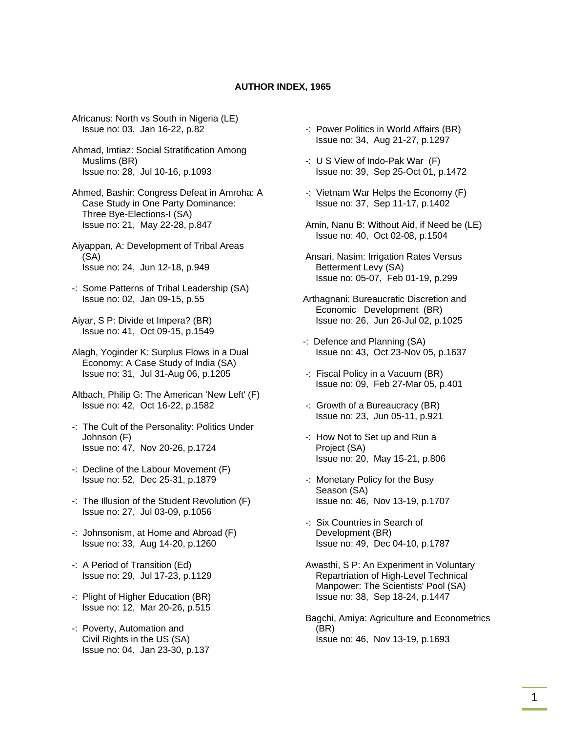## AUTHOR INDEX, 1965

Africanus: North vs South in Nigeria (LE)
Issue no: 03, Jan 16-22, p.82

Ahmad, Imtiaz: Social Stratification Among Muslims (BR)
Issue no: 28, Jul 10-16, p.1093

Ahmed, Bashir: Congress Defeat in Amroha: A Case Study in One Party Dominance: Three Bye-Elections-I (SA)
Issue no: 21, May 22-28, p.847

Aiyappan, A: Development of Tribal Areas (SA)
Issue no: 24, Jun 12-18, p.949

-: Some Patterns of Tribal Leadership (SA)
Issue no: 02, Jan 09-15, p.55

Aiyar, S P: Divide et Impera? (BR)
Issue no: 41, Oct 09-15, p.1549

Alagh, Yoginder K: Surplus Flows in a Dual Economy: A Case Study of India (SA)
Issue no: 31, Jul 31-Aug 06, p.1205

Altbach, Philip G: The American 'New Left' (F)
Issue no: 42, Oct 16-22, p.1582

-: The Cult of the Personality: Politics Under Johnson (F)
Issue no: 47, Nov 20-26, p.1724

-: Decline of the Labour Movement (F)
Issue no: 52, Dec 25-31, p.1879

-: The Illusion of the Student Revolution (F)
Issue no: 27, Jul 03-09, p.1056

-: Johnsonism, at Home and Abroad (F)
Issue no: 33, Aug 14-20, p.1260

-: A Period of Transition (Ed)
Issue no: 29, Jul 17-23, p.1129

-: Plight of Higher Education (BR)
Issue no: 12, Mar 20-26, p.515

-: Poverty, Automation and Civil Rights in the US (SA)
Issue no: 04, Jan 23-30, p.137

-: Power Politics in World Affairs (BR)
Issue no: 34, Aug 21-27, p.1297

-: U S View of Indo-Pak War (F)
Issue no: 39, Sep 25-Oct 01, p.1472

-: Vietnam War Helps the Economy (F)
Issue no: 37, Sep 11-17, p.1402

Amin, Nanu B: Without Aid, if Need be (LE)
Issue no: 40, Oct 02-08, p.1504

Ansari, Nasim: Irrigation Rates Versus Betterment Levy (SA)
Issue no: 05-07, Feb 01-19, p.299

Arthagnani: Bureaucratic Discretion and Economic Development (BR)
Issue no: 26, Jun 26-Jul 02, p.1025

-: Defence and Planning (SA)
Issue no: 43, Oct 23-Nov 05, p.1637

-: Fiscal Policy in a Vacuum (BR)
Issue no: 09, Feb 27-Mar 05, p.401

-: Growth of a Bureaucracy (BR)
Issue no: 23, Jun 05-11, p.921

-: How Not to Set up and Run a Project (SA)
Issue no: 20, May 15-21, p.806

-: Monetary Policy for the Busy Season (SA)
Issue no: 46, Nov 13-19, p.1707

-: Six Countries in Search of Development (BR)
Issue no: 49, Dec 04-10, p.1787

Awasthi, S P: An Experiment in Voluntary Repartriation of High-Level Technical Manpower: The Scientists' Pool (SA)
Issue no: 38, Sep 18-24, p.1447

Bagchi, Amiya: Agriculture and Econometrics (BR)
Issue no: 46, Nov 13-19, p.1693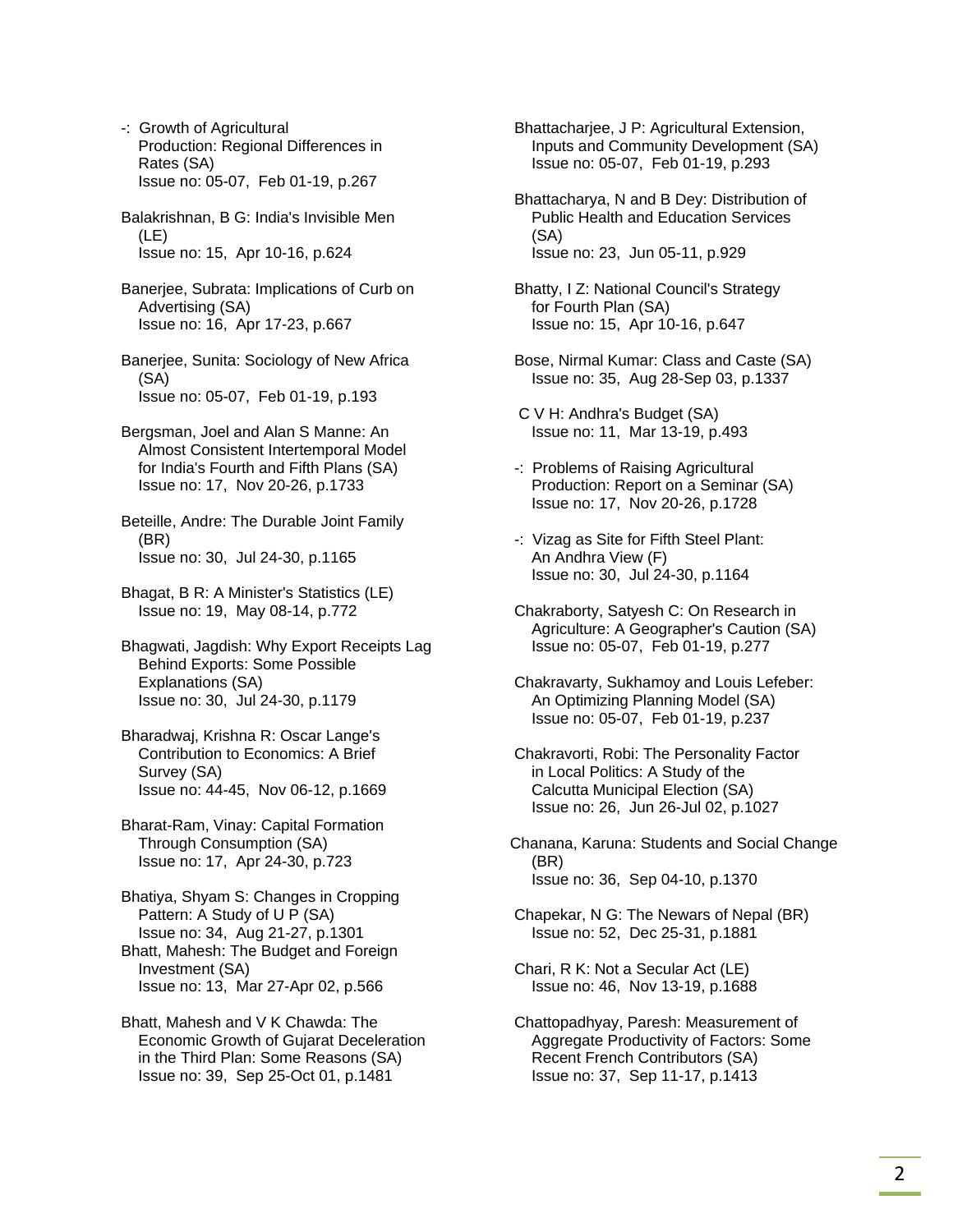-: Growth of Agricultural Production: Regional Differences in Rates (SA)
Issue no: 05-07, Feb 01-19, p.267

Balakrishnan, B G: India's Invisible Men (LE)
Issue no: 15, Apr 10-16, p.624

Banerjee, Subrata: Implications of Curb on Advertising (SA)
Issue no: 16, Apr 17-23, p.667

Banerjee, Sunita: Sociology of New Africa (SA)
Issue no: 05-07, Feb 01-19, p.193

Bergsman, Joel and Alan S Manne: An Almost Consistent Intertemporal Model for India's Fourth and Fifth Plans (SA)
Issue no: 17, Nov 20-26, p.1733

Beteille, Andre: The Durable Joint Family (BR)
Issue no: 30, Jul 24-30, p.1165

Bhagat, B R: A Minister's Statistics (LE)
Issue no: 19, May 08-14, p.772

Bhagwati, Jagdish: Why Export Receipts Lag Behind Exports: Some Possible Explanations (SA)
Issue no: 30, Jul 24-30, p.1179

Bharadwaj, Krishna R: Oscar Lange's Contribution to Economics: A Brief Survey (SA)
Issue no: 44-45, Nov 06-12, p.1669

Bharat-Ram, Vinay: Capital Formation Through Consumption (SA)
Issue no: 17, Apr 24-30, p.723

Bhatiya, Shyam S: Changes in Cropping Pattern: A Study of U P (SA)
Issue no: 34, Aug 21-27, p.1301

Bhatt, Mahesh: The Budget and Foreign Investment (SA)
Issue no: 13, Mar 27-Apr 02, p.566

Bhatt, Mahesh and V K Chawda: The Economic Growth of Gujarat Deceleration in the Third Plan: Some Reasons (SA)
Issue no: 39, Sep 25-Oct 01, p.1481

Bhattacharjee, J P: Agricultural Extension, Inputs and Community Development (SA)
Issue no: 05-07, Feb 01-19, p.293

Bhattacharya, N and B Dey: Distribution of Public Health and Education Services (SA)
Issue no: 23, Jun 05-11, p.929

Bhatty, I Z: National Council's Strategy for Fourth Plan (SA)
Issue no: 15, Apr 10-16, p.647

Bose, Nirmal Kumar: Class and Caste (SA)
Issue no: 35, Aug 28-Sep 03, p.1337

C V H: Andhra's Budget (SA)
Issue no: 11, Mar 13-19, p.493

-: Problems of Raising Agricultural Production: Report on a Seminar (SA)
Issue no: 17, Nov 20-26, p.1728

-: Vizag as Site for Fifth Steel Plant: An Andhra View (F)
Issue no: 30, Jul 24-30, p.1164

Chakraborty, Satyesh C: On Research in Agriculture: A Geographer's Caution (SA)
Issue no: 05-07, Feb 01-19, p.277

Chakravarty, Sukhamoy and Louis Lefeber: An Optimizing Planning Model (SA)
Issue no: 05-07, Feb 01-19, p.237

Chakravorti, Robi: The Personality Factor in Local Politics: A Study of the Calcutta Municipal Election (SA)
Issue no: 26, Jun 26-Jul 02, p.1027

Chanana, Karuna: Students and Social Change (BR)
Issue no: 36, Sep 04-10, p.1370

Chapekar, N G: The Newars of Nepal (BR)
Issue no: 52, Dec 25-31, p.1881

Chari, R K: Not a Secular Act (LE)
Issue no: 46, Nov 13-19, p.1688

Chattopadhyay, Paresh: Measurement of Aggregate Productivity of Factors: Some Recent French Contributors (SA)
Issue no: 37, Sep 11-17, p.1413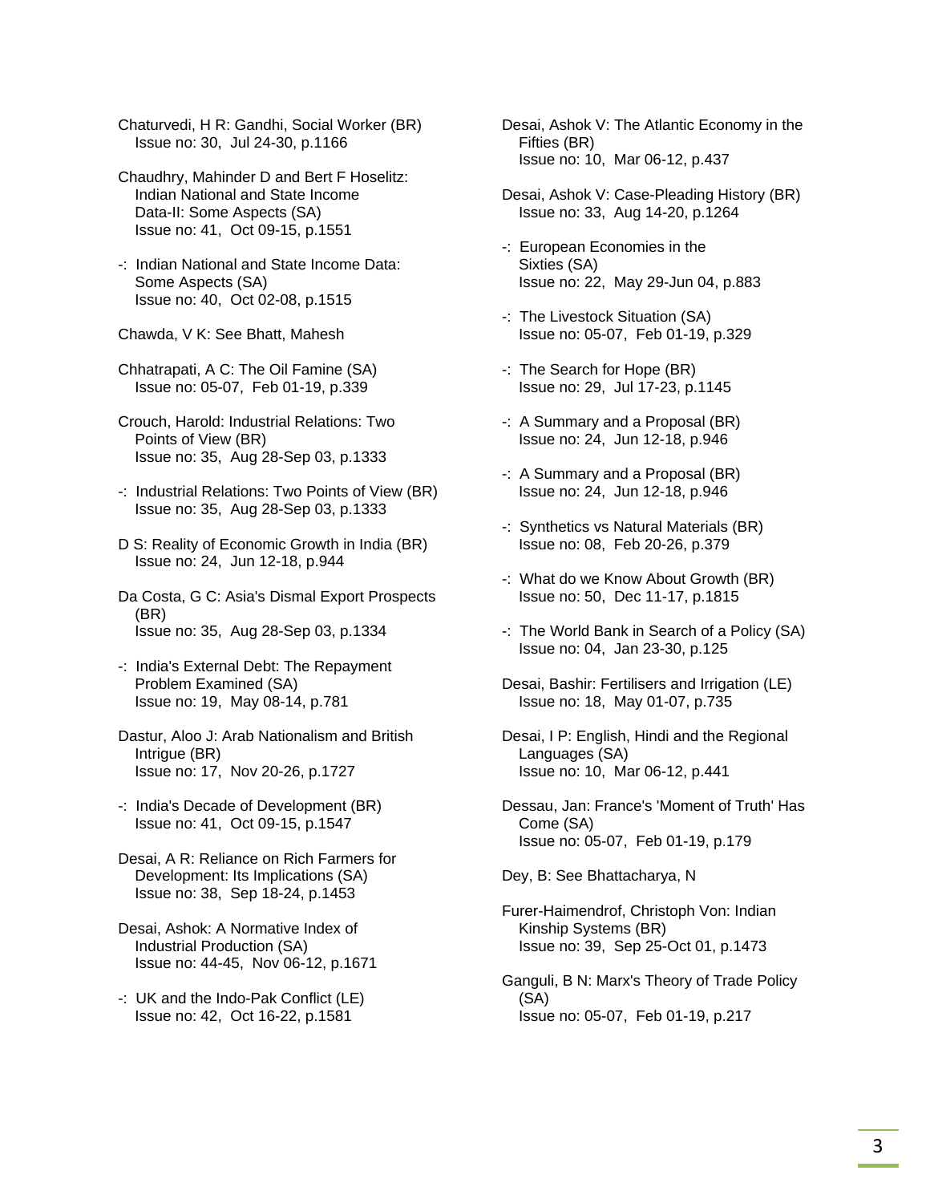Chaturvedi, H R: Gandhi, Social Worker (BR)
Issue no: 30, Jul 24-30, p.1166

Chaudhry, Mahinder D and Bert F Hoselitz: Indian National and State Income Data-II: Some Aspects (SA)
Issue no: 41, Oct 09-15, p.1551

-: Indian National and State Income Data: Some Aspects (SA)
Issue no: 40, Oct 02-08, p.1515

Chawda, V K: See Bhatt, Mahesh

Chhatrapati, A C: The Oil Famine (SA)
Issue no: 05-07, Feb 01-19, p.339

Crouch, Harold: Industrial Relations: Two Points of View (BR)
Issue no: 35, Aug 28-Sep 03, p.1333

-: Industrial Relations: Two Points of View (BR)
Issue no: 35, Aug 28-Sep 03, p.1333

D S: Reality of Economic Growth in India (BR)
Issue no: 24, Jun 12-18, p.944

Da Costa, G C: Asia's Dismal Export Prospects (BR)
Issue no: 35, Aug 28-Sep 03, p.1334

-: India's External Debt: The Repayment Problem Examined (SA)
Issue no: 19, May 08-14, p.781

Dastur, Aloo J: Arab Nationalism and British Intrigue (BR)
Issue no: 17, Nov 20-26, p.1727

-: India's Decade of Development (BR)
Issue no: 41, Oct 09-15, p.1547

Desai, A R: Reliance on Rich Farmers for Development: Its Implications (SA)
Issue no: 38, Sep 18-24, p.1453

Desai, Ashok: A Normative Index of Industrial Production (SA)
Issue no: 44-45, Nov 06-12, p.1671

-: UK and the Indo-Pak Conflict (LE)
Issue no: 42, Oct 16-22, p.1581

Desai, Ashok V: The Atlantic Economy in the Fifties (BR)
Issue no: 10, Mar 06-12, p.437

Desai, Ashok V: Case-Pleading History (BR)
Issue no: 33, Aug 14-20, p.1264

-: European Economies in the Sixties (SA)
Issue no: 22, May 29-Jun 04, p.883

-: The Livestock Situation (SA)
Issue no: 05-07, Feb 01-19, p.329

-: The Search for Hope (BR)
Issue no: 29, Jul 17-23, p.1145

-: A Summary and a Proposal (BR)
Issue no: 24, Jun 12-18, p.946

-: A Summary and a Proposal (BR)
Issue no: 24, Jun 12-18, p.946

-: Synthetics vs Natural Materials (BR)
Issue no: 08, Feb 20-26, p.379

-: What do we Know About Growth (BR)
Issue no: 50, Dec 11-17, p.1815

-: The World Bank in Search of a Policy (SA)
Issue no: 04, Jan 23-30, p.125

Desai, Bashir: Fertilisers and Irrigation (LE)
Issue no: 18, May 01-07, p.735

Desai, I P: English, Hindi and the Regional Languages (SA)
Issue no: 10, Mar 06-12, p.441

Dessau, Jan: France's 'Moment of Truth' Has Come (SA)
Issue no: 05-07, Feb 01-19, p.179

Dey, B: See Bhattacharya, N

Furer-Haimendrof, Christoph Von: Indian Kinship Systems (BR)
Issue no: 39, Sep 25-Oct 01, p.1473

Ganguli, B N: Marx's Theory of Trade Policy (SA)
Issue no: 05-07, Feb 01-19, p.217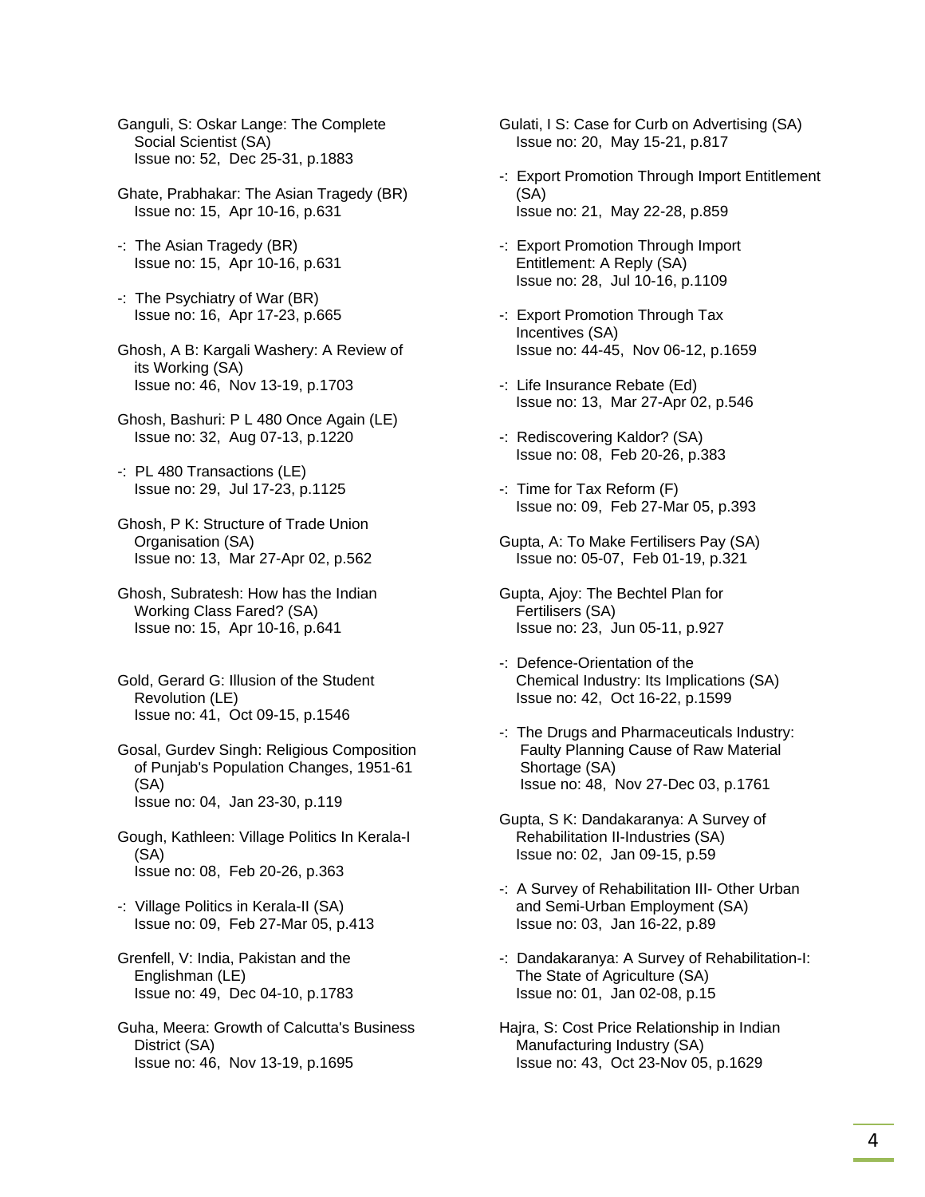Ganguli, S: Oskar Lange: The Complete Social Scientist (SA)
Issue no: 52, Dec 25-31, p.1883

Ghate, Prabhakar: The Asian Tragedy (BR)
Issue no: 15, Apr 10-16, p.631

-: The Asian Tragedy (BR)
Issue no: 15, Apr 10-16, p.631

-: The Psychiatry of War (BR)
Issue no: 16, Apr 17-23, p.665

Ghosh, A B: Kargali Washery: A Review of its Working (SA)
Issue no: 46, Nov 13-19, p.1703

Ghosh, Bashuri: P L 480 Once Again (LE)
Issue no: 32, Aug 07-13, p.1220

-: PL 480 Transactions (LE)
Issue no: 29, Jul 17-23, p.1125

Ghosh, P K: Structure of Trade Union Organisation (SA)
Issue no: 13, Mar 27-Apr 02, p.562

Ghosh, Subratesh: How has the Indian Working Class Fared? (SA)
Issue no: 15, Apr 10-16, p.641

Gold, Gerard G: Illusion of the Student Revolution (LE)
Issue no: 41, Oct 09-15, p.1546

Gosal, Gurdev Singh: Religious Composition of Punjab's Population Changes, 1951-61 (SA)
Issue no: 04, Jan 23-30, p.119

Gough, Kathleen: Village Politics In Kerala-I (SA)
Issue no: 08, Feb 20-26, p.363

-: Village Politics in Kerala-II (SA)
Issue no: 09, Feb 27-Mar 05, p.413

Grenfell, V: India, Pakistan and the Englishman (LE)
Issue no: 49, Dec 04-10, p.1783

Guha, Meera: Growth of Calcutta's Business District (SA)
Issue no: 46, Nov 13-19, p.1695

Gulati, I S: Case for Curb on Advertising (SA)
Issue no: 20, May 15-21, p.817

-: Export Promotion Through Import Entitlement (SA)
Issue no: 21, May 22-28, p.859

-: Export Promotion Through Import Entitlement: A Reply (SA)
Issue no: 28, Jul 10-16, p.1109

-: Export Promotion Through Tax Incentives (SA)
Issue no: 44-45, Nov 06-12, p.1659

-: Life Insurance Rebate (Ed)
Issue no: 13, Mar 27-Apr 02, p.546

-: Rediscovering Kaldor? (SA)
Issue no: 08, Feb 20-26, p.383

-: Time for Tax Reform (F)
Issue no: 09, Feb 27-Mar 05, p.393

Gupta, A: To Make Fertilisers Pay (SA)
Issue no: 05-07, Feb 01-19, p.321

Gupta, Ajoy: The Bechtel Plan for Fertilisers (SA)
Issue no: 23, Jun 05-11, p.927

-: Defence-Orientation of the Chemical Industry: Its Implications (SA)
Issue no: 42, Oct 16-22, p.1599

-: The Drugs and Pharmaceuticals Industry: Faulty Planning Cause of Raw Material Shortage (SA)
Issue no: 48, Nov 27-Dec 03, p.1761

Gupta, S K: Dandakaranya: A Survey of Rehabilitation II-Industries (SA)
Issue no: 02, Jan 09-15, p.59

-: A Survey of Rehabilitation III- Other Urban and Semi-Urban Employment (SA)
Issue no: 03, Jan 16-22, p.89

-: Dandakaranya: A Survey of Rehabilitation-I: The State of Agriculture (SA)
Issue no: 01, Jan 02-08, p.15

Hajra, S: Cost Price Relationship in Indian Manufacturing Industry (SA)
Issue no: 43, Oct 23-Nov 05, p.1629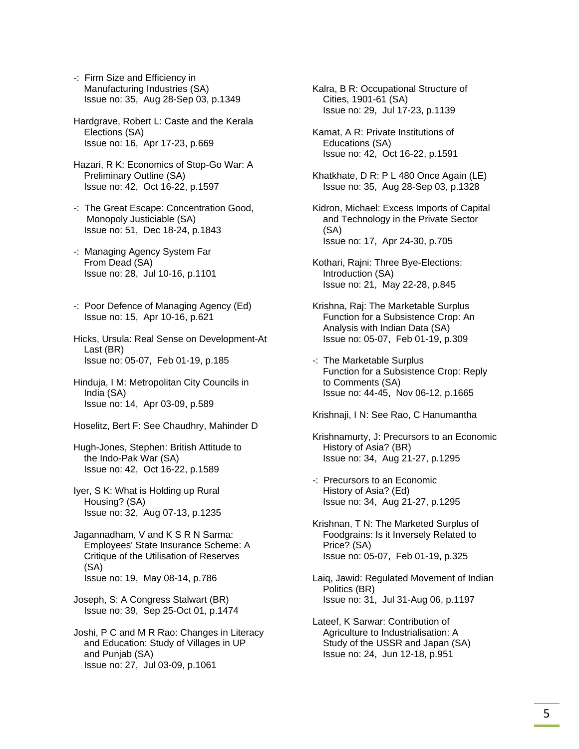-: Firm Size and Efficiency in Manufacturing Industries (SA)
Issue no: 35, Aug 28-Sep 03, p.1349

Hardgrave, Robert L: Caste and the Kerala Elections (SA)
Issue no: 16, Apr 17-23, p.669

Hazari, R K: Economics of Stop-Go War: A Preliminary Outline (SA)
Issue no: 42, Oct 16-22, p.1597

-: The Great Escape: Concentration Good, Monopoly Justiciable (SA)
Issue no: 51, Dec 18-24, p.1843

-: Managing Agency System Far From Dead (SA)
Issue no: 28, Jul 10-16, p.1101

-: Poor Defence of Managing Agency (Ed)
Issue no: 15, Apr 10-16, p.621

Hicks, Ursula: Real Sense on Development-At Last (BR)
Issue no: 05-07, Feb 01-19, p.185

Hinduja, I M: Metropolitan City Councils in India (SA)
Issue no: 14, Apr 03-09, p.589

Hoselitz, Bert F: See Chaudhry, Mahinder D

Hugh-Jones, Stephen: British Attitude to the Indo-Pak War (SA)
Issue no: 42, Oct 16-22, p.1589

Iyer, S K: What is Holding up Rural Housing? (SA)
Issue no: 32, Aug 07-13, p.1235

Jagannadham, V and K S R N Sarma: Employees' State Insurance Scheme: A Critique of the Utilisation of Reserves (SA)
Issue no: 19, May 08-14, p.786

Joseph, S: A Congress Stalwart (BR)
Issue no: 39, Sep 25-Oct 01, p.1474

Joshi, P C and M R Rao: Changes in Literacy and Education: Study of Villages in UP and Punjab (SA)
Issue no: 27, Jul 03-09, p.1061

Kalra, B R: Occupational Structure of Cities, 1901-61 (SA)
Issue no: 29, Jul 17-23, p.1139

Kamat, A R: Private Institutions of Educations (SA)
Issue no: 42, Oct 16-22, p.1591

Khatkhate, D R: P L 480 Once Again (LE)
Issue no: 35, Aug 28-Sep 03, p.1328

Kidron, Michael: Excess Imports of Capital and Technology in the Private Sector (SA)
Issue no: 17, Apr 24-30, p.705

Kothari, Rajni: Three Bye-Elections: Introduction (SA)
Issue no: 21, May 22-28, p.845

Krishna, Raj: The Marketable Surplus Function for a Subsistence Crop: An Analysis with Indian Data (SA)
Issue no: 05-07, Feb 01-19, p.309

-: The Marketable Surplus Function for a Subsistence Crop: Reply to Comments (SA)
Issue no: 44-45, Nov 06-12, p.1665

Krishnaji, I N: See Rao, C Hanumantha

Krishnamurty, J: Precursors to an Economic History of Asia? (BR)
Issue no: 34, Aug 21-27, p.1295

-: Precursors to an Economic History of Asia? (Ed)
Issue no: 34, Aug 21-27, p.1295

Krishnan, T N: The Marketed Surplus of Foodgrains: Is it Inversely Related to Price? (SA)
Issue no: 05-07, Feb 01-19, p.325

Laiq, Jawid: Regulated Movement of Indian Politics (BR)
Issue no: 31, Jul 31-Aug 06, p.1197

Lateef, K Sarwar: Contribution of Agriculture to Industrialisation: A Study of the USSR and Japan (SA)
Issue no: 24, Jun 12-18, p.951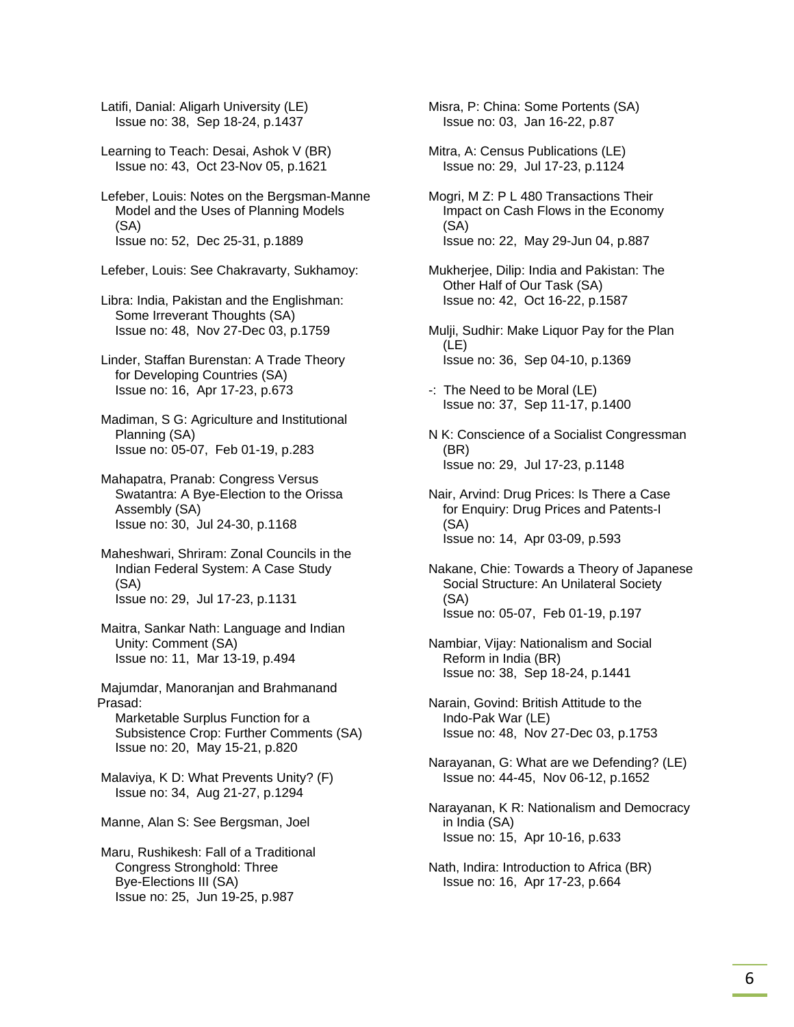Latifi, Danial: Aligarh University (LE)
Issue no: 38, Sep 18-24, p.1437

Learning to Teach: Desai, Ashok V (BR)
Issue no: 43, Oct 23-Nov 05, p.1621

Lefeber, Louis: Notes on the Bergsman-Manne Model and the Uses of Planning Models (SA)
Issue no: 52, Dec 25-31, p.1889

Lefeber, Louis: See Chakravarty, Sukhamoy:

Libra: India, Pakistan and the Englishman: Some Irreverant Thoughts (SA)
Issue no: 48, Nov 27-Dec 03, p.1759

Linder, Staffan Burenstan: A Trade Theory for Developing Countries (SA)
Issue no: 16, Apr 17-23, p.673

Madiman, S G: Agriculture and Institutional Planning (SA)
Issue no: 05-07, Feb 01-19, p.283

Mahapatra, Pranab: Congress Versus Swatantra: A Bye-Election to the Orissa Assembly (SA)
Issue no: 30, Jul 24-30, p.1168

Maheshwari, Shriram: Zonal Councils in the Indian Federal System: A Case Study (SA)
Issue no: 29, Jul 17-23, p.1131

Maitra, Sankar Nath: Language and Indian Unity: Comment (SA)
Issue no: 11, Mar 13-19, p.494

Majumdar, Manoranjan and Brahmanand Prasad:
Marketable Surplus Function for a Subsistence Crop: Further Comments (SA)
Issue no: 20, May 15-21, p.820

Malaviya, K D: What Prevents Unity? (F)
Issue no: 34, Aug 21-27, p.1294

Manne, Alan S: See Bergsman, Joel

Maru, Rushikesh: Fall of a Traditional Congress Stronghold: Three Bye-Elections III (SA)
Issue no: 25, Jun 19-25, p.987

Misra, P: China: Some Portents (SA)
Issue no: 03, Jan 16-22, p.87

Mitra, A: Census Publications (LE)
Issue no: 29, Jul 17-23, p.1124

Mogri, M Z: P L 480 Transactions Their Impact on Cash Flows in the Economy (SA)
Issue no: 22, May 29-Jun 04, p.887

Mukherjee, Dilip: India and Pakistan: The Other Half of Our Task (SA)
Issue no: 42, Oct 16-22, p.1587

Mulji, Sudhir: Make Liquor Pay for the Plan (LE)
Issue no: 36, Sep 04-10, p.1369

-: The Need to be Moral (LE)
Issue no: 37, Sep 11-17, p.1400

N K: Conscience of a Socialist Congressman (BR)
Issue no: 29, Jul 17-23, p.1148

Nair, Arvind: Drug Prices: Is There a Case for Enquiry: Drug Prices and Patents-I (SA)
Issue no: 14, Apr 03-09, p.593

Nakane, Chie: Towards a Theory of Japanese Social Structure: An Unilateral Society (SA)
Issue no: 05-07, Feb 01-19, p.197

Nambiar, Vijay: Nationalism and Social Reform in India (BR)
Issue no: 38, Sep 18-24, p.1441

Narain, Govind: British Attitude to the Indo-Pak War (LE)
Issue no: 48, Nov 27-Dec 03, p.1753

Narayanan, G: What are we Defending? (LE)
Issue no: 44-45, Nov 06-12, p.1652

Narayanan, K R: Nationalism and Democracy in India (SA)
Issue no: 15, Apr 10-16, p.633

Nath, Indira: Introduction to Africa (BR)
Issue no: 16, Apr 17-23, p.664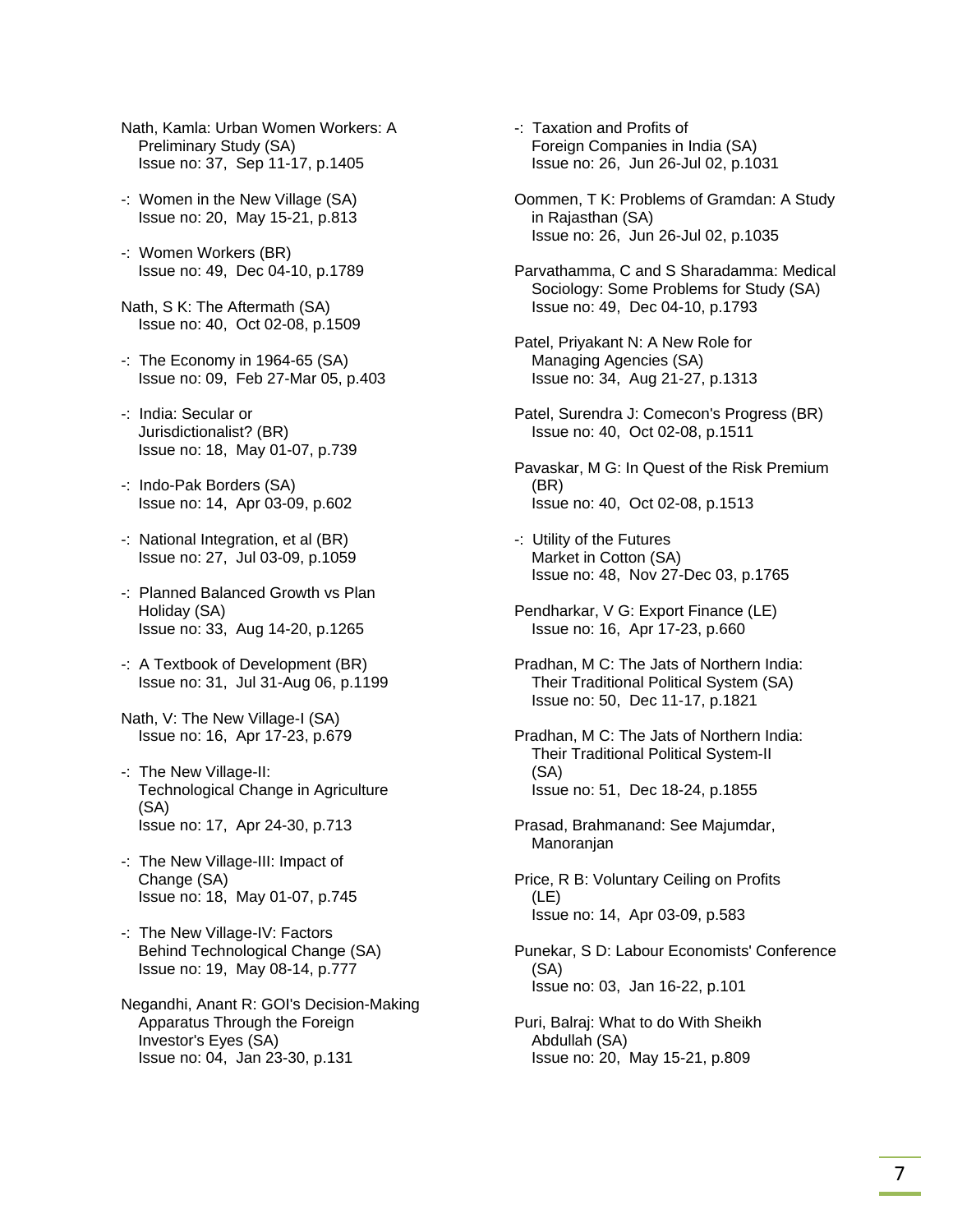Nath, Kamla: Urban Women Workers: A Preliminary Study (SA)
Issue no: 37, Sep 11-17, p.1405

-: Women in the New Village (SA)
Issue no: 20, May 15-21, p.813

-: Women Workers (BR)
Issue no: 49, Dec 04-10, p.1789

Nath, S K: The Aftermath (SA)
Issue no: 40, Oct 02-08, p.1509

-: The Economy in 1964-65 (SA)
Issue no: 09, Feb 27-Mar 05, p.403

-: India: Secular or Jurisdictionalist? (BR)
Issue no: 18, May 01-07, p.739

-: Indo-Pak Borders (SA)
Issue no: 14, Apr 03-09, p.602

-: National Integration, et al (BR)
Issue no: 27, Jul 03-09, p.1059

-: Planned Balanced Growth vs Plan Holiday (SA)
Issue no: 33, Aug 14-20, p.1265

-: A Textbook of Development (BR)
Issue no: 31, Jul 31-Aug 06, p.1199

Nath, V: The New Village-I (SA)
Issue no: 16, Apr 17-23, p.679

-: The New Village-II: Technological Change in Agriculture (SA)
Issue no: 17, Apr 24-30, p.713

-: The New Village-III: Impact of Change (SA)
Issue no: 18, May 01-07, p.745

-: The New Village-IV: Factors Behind Technological Change (SA)
Issue no: 19, May 08-14, p.777

Negandhi, Anant R: GOI's Decision-Making Apparatus Through the Foreign Investor's Eyes (SA)
Issue no: 04, Jan 23-30, p.131

-: Taxation and Profits of Foreign Companies in India (SA)
Issue no: 26, Jun 26-Jul 02, p.1031

Oommen, T K: Problems of Gramdan: A Study in Rajasthan (SA)
Issue no: 26, Jun 26-Jul 02, p.1035

Parvathamma, C and S Sharadamma: Medical Sociology: Some Problems for Study (SA)
Issue no: 49, Dec 04-10, p.1793

Patel, Priyakant N: A New Role for Managing Agencies (SA)
Issue no: 34, Aug 21-27, p.1313

Patel, Surendra J: Comecon's Progress (BR)
Issue no: 40, Oct 02-08, p.1511

Pavaskar, M G: In Quest of the Risk Premium (BR)
Issue no: 40, Oct 02-08, p.1513

-: Utility of the Futures Market in Cotton (SA)
Issue no: 48, Nov 27-Dec 03, p.1765

Pendharkar, V G: Export Finance (LE)
Issue no: 16, Apr 17-23, p.660

Pradhan, M C: The Jats of Northern India: Their Traditional Political System (SA)
Issue no: 50, Dec 11-17, p.1821

Pradhan, M C: The Jats of Northern India: Their Traditional Political System-II (SA)
Issue no: 51, Dec 18-24, p.1855

Prasad, Brahmanand: See Majumdar, Manoranjan

Price, R B: Voluntary Ceiling on Profits (LE)
Issue no: 14, Apr 03-09, p.583

Punekar, S D: Labour Economists' Conference (SA)
Issue no: 03, Jan 16-22, p.101

Puri, Balraj: What to do With Sheikh Abdullah (SA)
Issue no: 20, May 15-21, p.809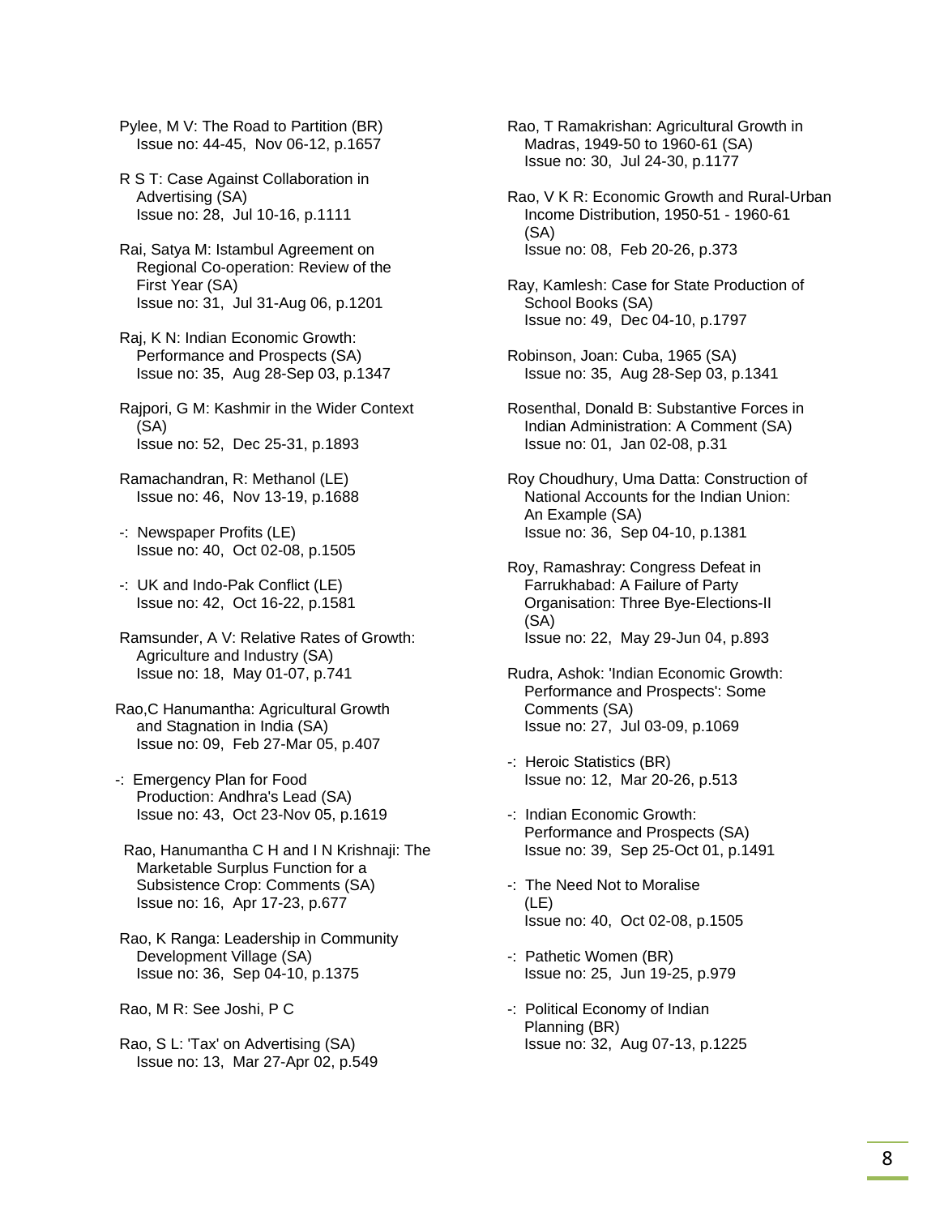Pylee, M V: The Road to Partition (BR)
Issue no: 44-45, Nov 06-12, p.1657

R S T: Case Against Collaboration in Advertising (SA)
Issue no: 28, Jul 10-16, p.1111

Rai, Satya M: Istambul Agreement on Regional Co-operation: Review of the First Year (SA)
Issue no: 31, Jul 31-Aug 06, p.1201

Raj, K N: Indian Economic Growth: Performance and Prospects (SA)
Issue no: 35, Aug 28-Sep 03, p.1347

Rajpori, G M: Kashmir in the Wider Context (SA)
Issue no: 52, Dec 25-31, p.1893

Ramachandran, R: Methanol (LE)
Issue no: 46, Nov 13-19, p.1688

-: Newspaper Profits (LE)
Issue no: 40, Oct 02-08, p.1505

-: UK and Indo-Pak Conflict (LE)
Issue no: 42, Oct 16-22, p.1581

Ramsunder, A V: Relative Rates of Growth: Agriculture and Industry (SA)
Issue no: 18, May 01-07, p.741

Rao,C Hanumantha: Agricultural Growth and Stagnation in India (SA)
Issue no: 09, Feb 27-Mar 05, p.407

-: Emergency Plan for Food Production: Andhra's Lead (SA)
Issue no: 43, Oct 23-Nov 05, p.1619

Rao, Hanumantha C H and I N Krishnaji: The Marketable Surplus Function for a Subsistence Crop: Comments (SA)
Issue no: 16, Apr 17-23, p.677

Rao, K Ranga: Leadership in Community Development Village (SA)
Issue no: 36, Sep 04-10, p.1375

Rao, M R: See Joshi, P C

Rao, S L: 'Tax' on Advertising (SA)
Issue no: 13, Mar 27-Apr 02, p.549

Rao, T Ramakrishan: Agricultural Growth in Madras, 1949-50 to 1960-61 (SA)
Issue no: 30, Jul 24-30, p.1177

Rao, V K R: Economic Growth and Rural-Urban Income Distribution, 1950-51 - 1960-61 (SA)
Issue no: 08, Feb 20-26, p.373

Ray, Kamlesh: Case for State Production of School Books (SA)
Issue no: 49, Dec 04-10, p.1797

Robinson, Joan: Cuba, 1965 (SA)
Issue no: 35, Aug 28-Sep 03, p.1341

Rosenthal, Donald B: Substantive Forces in Indian Administration: A Comment (SA)
Issue no: 01, Jan 02-08, p.31

Roy Choudhury, Uma Datta: Construction of National Accounts for the Indian Union: An Example (SA)
Issue no: 36, Sep 04-10, p.1381

Roy, Ramashray: Congress Defeat in Farrukhabad: A Failure of Party Organisation: Three Bye-Elections-II (SA)
Issue no: 22, May 29-Jun 04, p.893

Rudra, Ashok: 'Indian Economic Growth: Performance and Prospects': Some Comments (SA)
Issue no: 27, Jul 03-09, p.1069

-: Heroic Statistics (BR)
Issue no: 12, Mar 20-26, p.513

-: Indian Economic Growth: Performance and Prospects (SA)
Issue no: 39, Sep 25-Oct 01, p.1491

-: The Need Not to Moralise (LE)
Issue no: 40, Oct 02-08, p.1505

-: Pathetic Women (BR)
Issue no: 25, Jun 19-25, p.979

-: Political Economy of Indian Planning (BR)
Issue no: 32, Aug 07-13, p.1225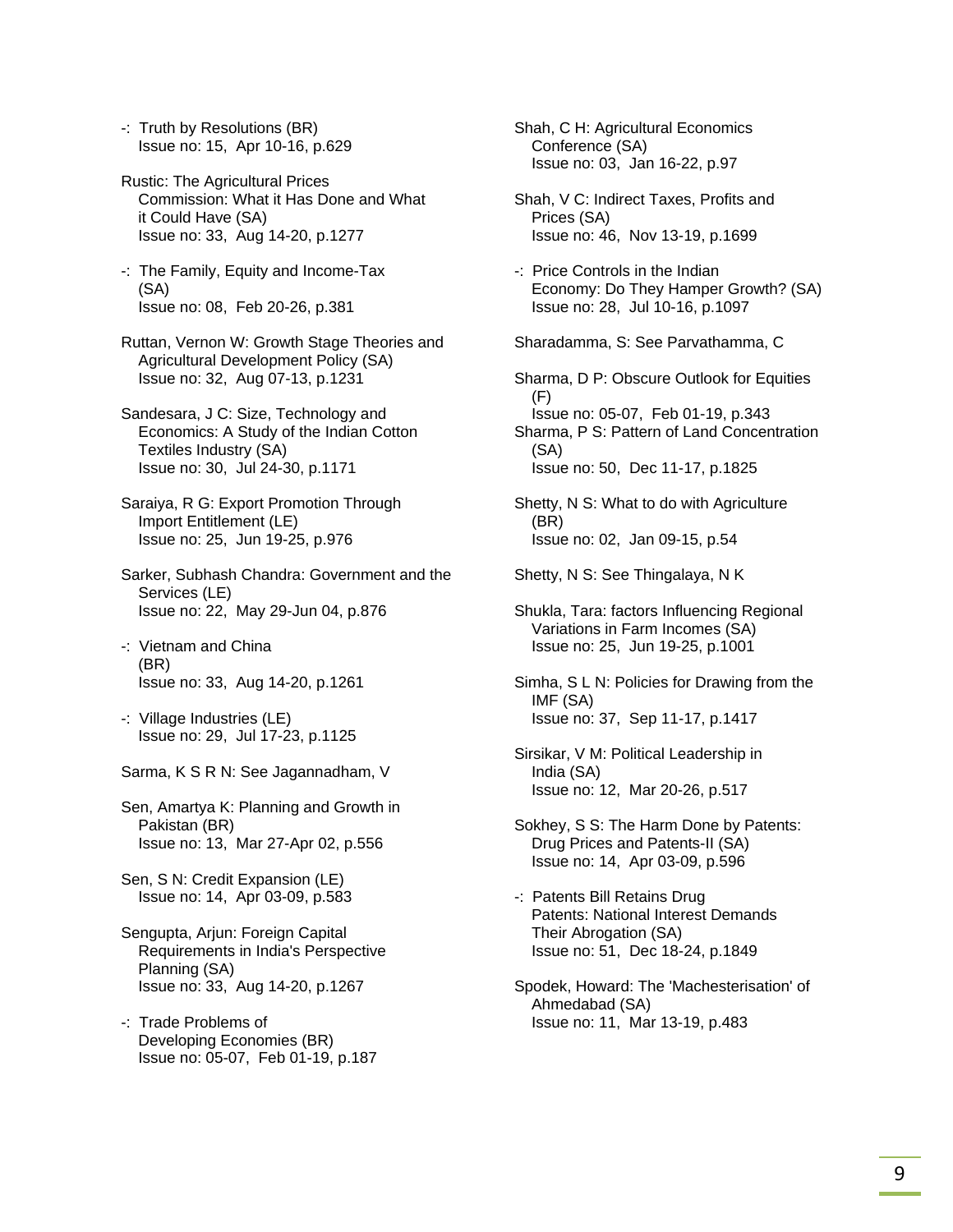-: Truth by Resolutions (BR)
Issue no: 15, Apr 10-16, p.629

Rustic: The Agricultural Prices Commission: What it Has Done and What it Could Have (SA)
Issue no: 33, Aug 14-20, p.1277

-: The Family, Equity and Income-Tax (SA)
Issue no: 08, Feb 20-26, p.381

Ruttan, Vernon W: Growth Stage Theories and Agricultural Development Policy (SA)
Issue no: 32, Aug 07-13, p.1231

Sandesara, J C: Size, Technology and Economics: A Study of the Indian Cotton Textiles Industry (SA)
Issue no: 30, Jul 24-30, p.1171

Saraiya, R G: Export Promotion Through Import Entitlement (LE)
Issue no: 25, Jun 19-25, p.976

Sarker, Subhash Chandra: Government and the Services (LE)
Issue no: 22, May 29-Jun 04, p.876

-: Vietnam and China (BR)
Issue no: 33, Aug 14-20, p.1261

-: Village Industries (LE)
Issue no: 29, Jul 17-23, p.1125

Sarma, K S R N: See Jagannadham, V

Sen, Amartya K: Planning and Growth in Pakistan (BR)
Issue no: 13, Mar 27-Apr 02, p.556

Sen, S N: Credit Expansion (LE)
Issue no: 14, Apr 03-09, p.583

Sengupta, Arjun: Foreign Capital Requirements in India's Perspective Planning (SA)
Issue no: 33, Aug 14-20, p.1267

-: Trade Problems of Developing Economies (BR)
Issue no: 05-07, Feb 01-19, p.187

Shah, C H: Agricultural Economics Conference (SA)
Issue no: 03, Jan 16-22, p.97

Shah, V C: Indirect Taxes, Profits and Prices (SA)
Issue no: 46, Nov 13-19, p.1699

-: Price Controls in the Indian Economy: Do They Hamper Growth? (SA)
Issue no: 28, Jul 10-16, p.1097

Sharadamma, S: See Parvathamma, C

Sharma, D P: Obscure Outlook for Equities (F)
Issue no: 05-07, Feb 01-19, p.343

Sharma, P S: Pattern of Land Concentration (SA)
Issue no: 50, Dec 11-17, p.1825

Shetty, N S: What to do with Agriculture (BR)
Issue no: 02, Jan 09-15, p.54

Shetty, N S: See Thingalaya, N K

Shukla, Tara: factors Influencing Regional Variations in Farm Incomes (SA)
Issue no: 25, Jun 19-25, p.1001

Simha, S L N: Policies for Drawing from the IMF (SA)
Issue no: 37, Sep 11-17, p.1417

Sirsikar, V M: Political Leadership in India (SA)
Issue no: 12, Mar 20-26, p.517

Sokhey, S S: The Harm Done by Patents: Drug Prices and Patents-II (SA)
Issue no: 14, Apr 03-09, p.596

-: Patents Bill Retains Drug Patents: National Interest Demands Their Abrogation (SA)
Issue no: 51, Dec 18-24, p.1849

Spodek, Howard: The 'Machesterisation' of Ahmedabad (SA)
Issue no: 11, Mar 13-19, p.483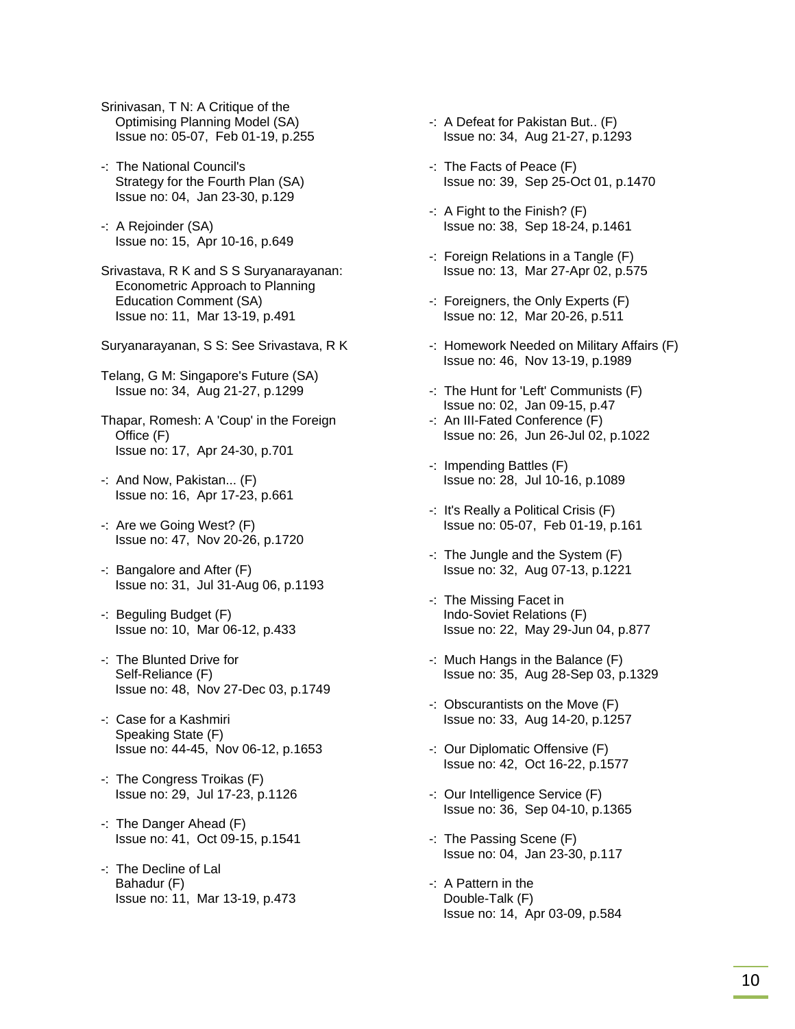Srinivasan, T N: A Critique of the Optimising Planning Model (SA)
Issue no: 05-07, Feb 01-19, p.255

-: The National Council's Strategy for the Fourth Plan (SA)
Issue no: 04, Jan 23-30, p.129

-: A Rejoinder (SA)
Issue no: 15, Apr 10-16, p.649

Srivastava, R K and S S Suryanarayanan: Econometric Approach to Planning Education Comment (SA)
Issue no: 11, Mar 13-19, p.491

Suryanarayanan, S S: See Srivastava, R K

Telang, G M: Singapore's Future (SA)
Issue no: 34, Aug 21-27, p.1299

Thapar, Romesh: A 'Coup' in the Foreign Office (F)
Issue no: 17, Apr 24-30, p.701

-: And Now, Pakistan... (F)
Issue no: 16, Apr 17-23, p.661

-: Are we Going West? (F)
Issue no: 47, Nov 20-26, p.1720

-: Bangalore and After (F)
Issue no: 31, Jul 31-Aug 06, p.1193

-: Beguling Budget (F)
Issue no: 10, Mar 06-12, p.433

-: The Blunted Drive for Self-Reliance (F)
Issue no: 48, Nov 27-Dec 03, p.1749

-: Case for a Kashmiri Speaking State (F)
Issue no: 44-45, Nov 06-12, p.1653

-: The Congress Troikas (F)
Issue no: 29, Jul 17-23, p.1126

-: The Danger Ahead (F)
Issue no: 41, Oct 09-15, p.1541

-: The Decline of Lal Bahadur (F)
Issue no: 11, Mar 13-19, p.473

-: A Defeat for Pakistan But.. (F)
Issue no: 34, Aug 21-27, p.1293

-: The Facts of Peace (F)
Issue no: 39, Sep 25-Oct 01, p.1470

-: A Fight to the Finish? (F)
Issue no: 38, Sep 18-24, p.1461

-: Foreign Relations in a Tangle (F)
Issue no: 13, Mar 27-Apr 02, p.575

-: Foreigners, the Only Experts (F)
Issue no: 12, Mar 20-26, p.511

-: Homework Needed on Military Affairs (F)
Issue no: 46, Nov 13-19, p.1989

-: The Hunt for 'Left' Communists (F)
Issue no: 02, Jan 09-15, p.47

-: An Ill-Fated Conference (F)
Issue no: 26, Jun 26-Jul 02, p.1022

-: Impending Battles (F)
Issue no: 28, Jul 10-16, p.1089

-: It's Really a Political Crisis (F)
Issue no: 05-07, Feb 01-19, p.161

-: The Jungle and the System (F)
Issue no: 32, Aug 07-13, p.1221

-: The Missing Facet in Indo-Soviet Relations (F)
Issue no: 22, May 29-Jun 04, p.877

-: Much Hangs in the Balance (F)
Issue no: 35, Aug 28-Sep 03, p.1329

-: Obscurantists on the Move (F)
Issue no: 33, Aug 14-20, p.1257

-: Our Diplomatic Offensive (F)
Issue no: 42, Oct 16-22, p.1577

-: Our Intelligence Service (F)
Issue no: 36, Sep 04-10, p.1365

-: The Passing Scene (F)
Issue no: 04, Jan 23-30, p.117

-: A Pattern in the Double-Talk (F)
Issue no: 14, Apr 03-09, p.584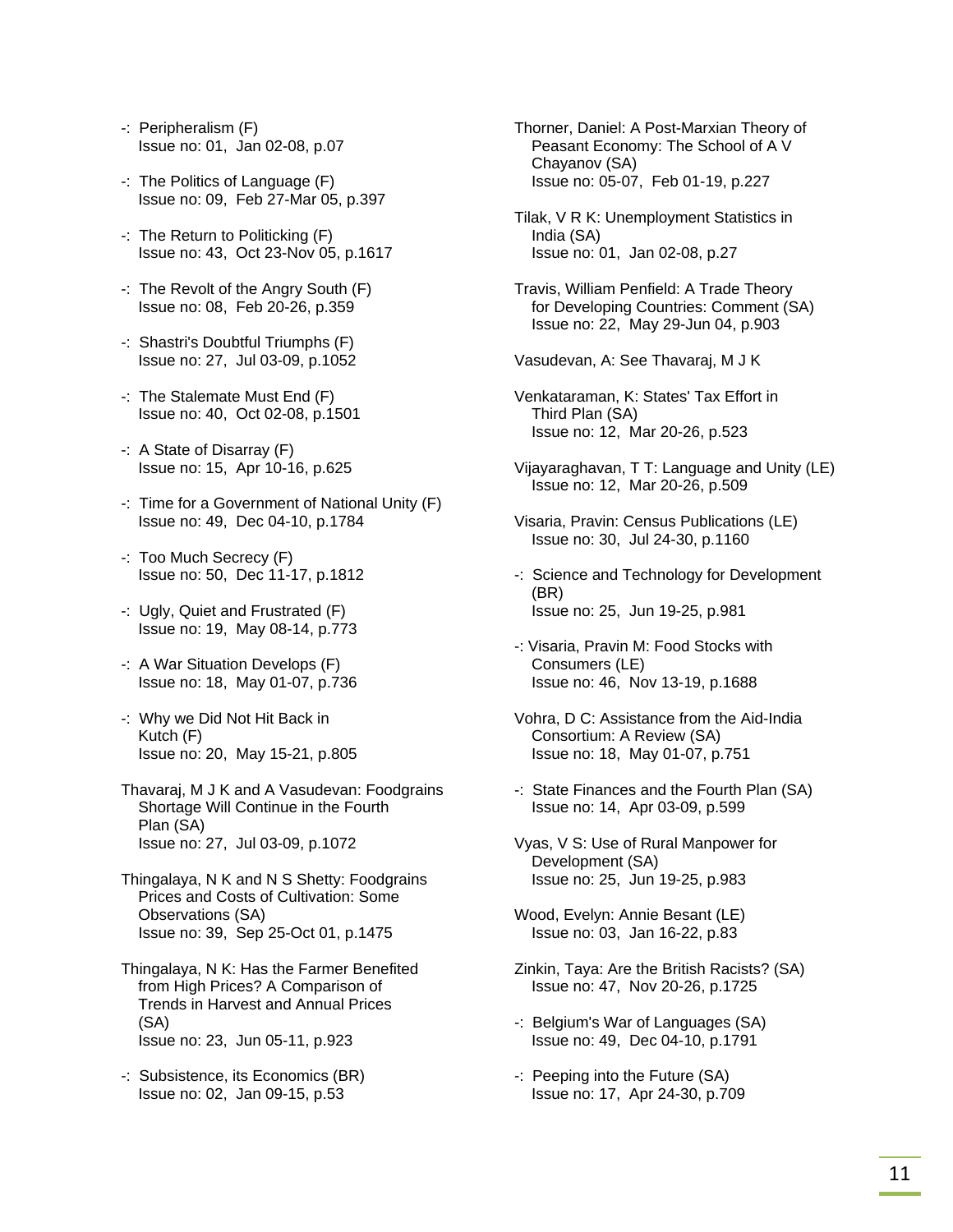-: Peripheralism (F)
Issue no: 01, Jan 02-08, p.07

-: The Politics of Language (F)
Issue no: 09, Feb 27-Mar 05, p.397

-: The Return to Politicking (F)
Issue no: 43, Oct 23-Nov 05, p.1617

-: The Revolt of the Angry South (F)
Issue no: 08, Feb 20-26, p.359

-: Shastri's Doubtful Triumphs (F)
Issue no: 27, Jul 03-09, p.1052

-: The Stalemate Must End (F)
Issue no: 40, Oct 02-08, p.1501

-: A State of Disarray (F)
Issue no: 15, Apr 10-16, p.625

-: Time for a Government of National Unity (F)
Issue no: 49, Dec 04-10, p.1784

-: Too Much Secrecy (F)
Issue no: 50, Dec 11-17, p.1812

-: Ugly, Quiet and Frustrated (F)
Issue no: 19, May 08-14, p.773

-: A War Situation Develops (F)
Issue no: 18, May 01-07, p.736

-: Why we Did Not Hit Back in Kutch (F)
Issue no: 20, May 15-21, p.805

Thavaraj, M J K and A Vasudevan: Foodgrains Shortage Will Continue in the Fourth Plan (SA)
Issue no: 27, Jul 03-09, p.1072

Thingalaya, N K and N S Shetty: Foodgrains Prices and Costs of Cultivation: Some Observations (SA)
Issue no: 39, Sep 25-Oct 01, p.1475

Thingalaya, N K: Has the Farmer Benefited from High Prices? A Comparison of Trends in Harvest and Annual Prices (SA)
Issue no: 23, Jun 05-11, p.923

-: Subsistence, its Economics (BR)
Issue no: 02, Jan 09-15, p.53

Thorner, Daniel: A Post-Marxian Theory of Peasant Economy: The School of A V Chayanov (SA)
Issue no: 05-07, Feb 01-19, p.227

Tilak, V R K: Unemployment Statistics in India (SA)
Issue no: 01, Jan 02-08, p.27

Travis, William Penfield: A Trade Theory for Developing Countries: Comment (SA)
Issue no: 22, May 29-Jun 04, p.903

Vasudevan, A: See Thavaraj, M J K

Venkataraman, K: States' Tax Effort in Third Plan (SA)
Issue no: 12, Mar 20-26, p.523

Vijayaraghavan, T T: Language and Unity (LE)
Issue no: 12, Mar 20-26, p.509

Visaria, Pravin: Census Publications (LE)
Issue no: 30, Jul 24-30, p.1160

-: Science and Technology for Development (BR)
Issue no: 25, Jun 19-25, p.981

-: Visaria, Pravin M: Food Stocks with Consumers (LE)
Issue no: 46, Nov 13-19, p.1688

Vohra, D C: Assistance from the Aid-India Consortium: A Review (SA)
Issue no: 18, May 01-07, p.751

-: State Finances and the Fourth Plan (SA)
Issue no: 14, Apr 03-09, p.599

Vyas, V S: Use of Rural Manpower for Development (SA)
Issue no: 25, Jun 19-25, p.983

Wood, Evelyn: Annie Besant (LE)
Issue no: 03, Jan 16-22, p.83

Zinkin, Taya: Are the British Racists? (SA)
Issue no: 47, Nov 20-26, p.1725

-: Belgium's War of Languages (SA)
Issue no: 49, Dec 04-10, p.1791

-: Peeping into the Future (SA)
Issue no: 17, Apr 24-30, p.709